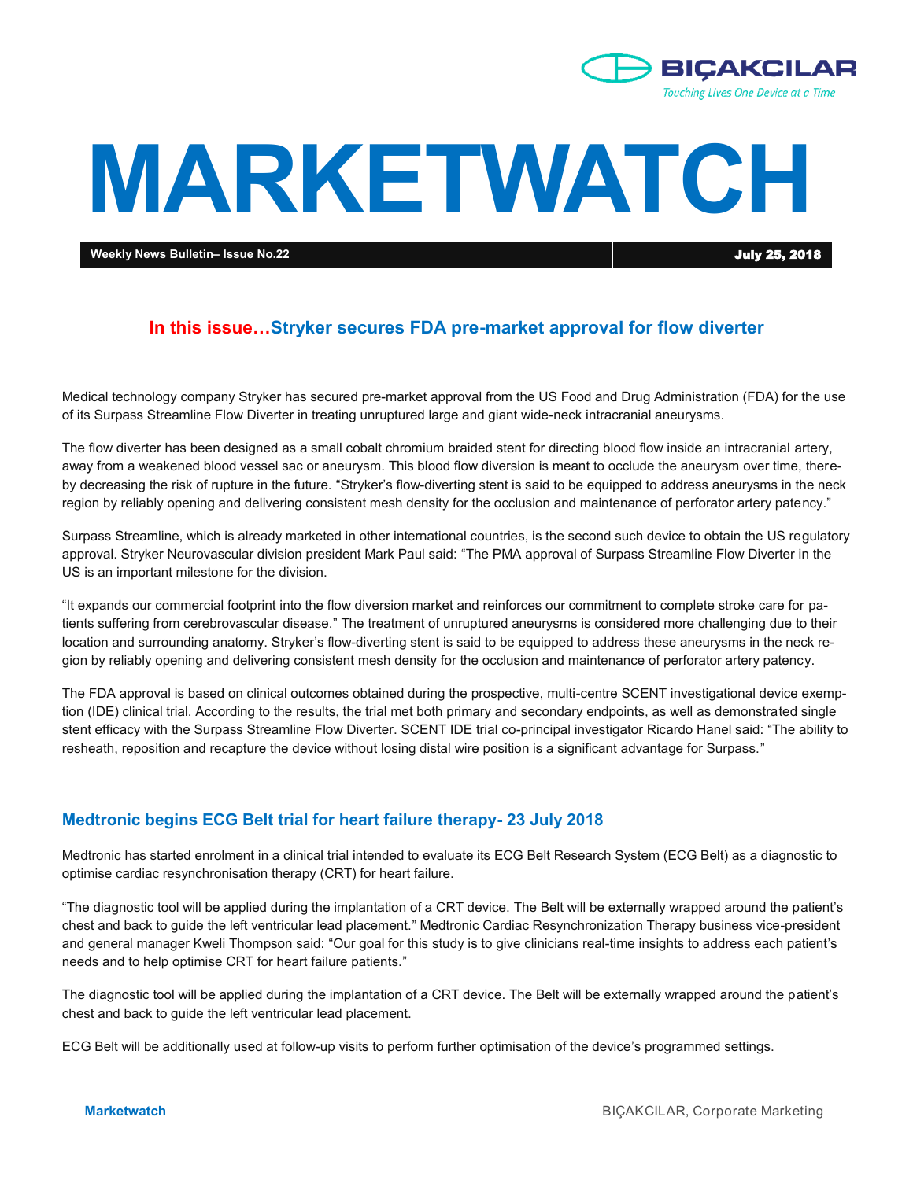BIÇAKCILAR

*Touching Lives One Device at a Time*

# MARKETWATCH

**Weekly News Bulletin– Issue No.22** | **July 25, 2018**

## In this issue…Stryker secures FDA pre-market approval for flow diverter

Medical technology company Stryker has secured pre-market approval from the US Food and Drug Administration (FDA) for the use of its Surpass Streamline Flow Diverter in treating unruptured large and giant wide-neck intracranial aneurysms.

The flow diverter has been designed as a small cobalt chromium braided stent for directing blood flow inside an intracranial artery, away from a weakened blood vessel sac or aneurysm. This blood flow diversion is meant to occlude the aneurysm over time, thereby decreasing the risk of rupture in the future. "Stryker's flow-diverting stent is said to be equipped to address aneurysms in the neck region by reliably opening and delivering consistent mesh density for the occlusion and maintenance of perforator artery patency."

Surpass Streamline, which is already marketed in other international countries, is the second such device to obtain the US regulatory approval. Stryker Neurovascular division president Mark Paul said: "The PMA approval of Surpass Streamline Flow Diverter in the US is an important milestone for the division.

"It expands our commercial footprint into the flow diversion market and reinforces our commitment to complete stroke care for patients suffering from cerebrovascular disease." The treatment of unruptured aneurysms is considered more challenging due to their location and surrounding anatomy. Stryker's flow-diverting stent is said to be equipped to address these aneurysms in the neck region by reliably opening and delivering consistent mesh density for the occlusion and maintenance of perforator artery patency.

The FDA approval is based on clinical outcomes obtained during the prospective, multi-centre SCENT investigational device exemption (IDE) clinical trial. According to the results, the trial met both primary and secondary endpoints, as well as demonstrated single stent efficacy with the Surpass Streamline Flow Diverter. SCENT IDE trial co-principal investigator Ricardo Hanel said: "The ability to resheath, reposition and recapture the device without losing distal wire position is a significant advantage for Surpass."

## Medtronic begins ECG Belt trial for heart failure therapy- 23 July 2018

Medtronic has started enrolment in a clinical trial intended to evaluate its ECG Belt Research System (ECG Belt) as a diagnostic to optimise cardiac resynchronisation therapy (CRT) for heart failure.

"The diagnostic tool will be applied during the implantation of a CRT device. The Belt will be externally wrapped around the patient's chest and back to guide the left ventricular lead placement." Medtronic Cardiac Resynchronization Therapy business vice-president and general manager Kweli Thompson said: "Our goal for this study is to give clinicians real-time insights to address each patient's needs and to help optimise CRT for heart failure patients."

The diagnostic tool will be applied during the implantation of a CRT device. The Belt will be externally wrapped around the patient's chest and back to guide the left ventricular lead placement.

ECG Belt will be additionally used at follow-up visits to perform further optimisation of the device's programmed settings.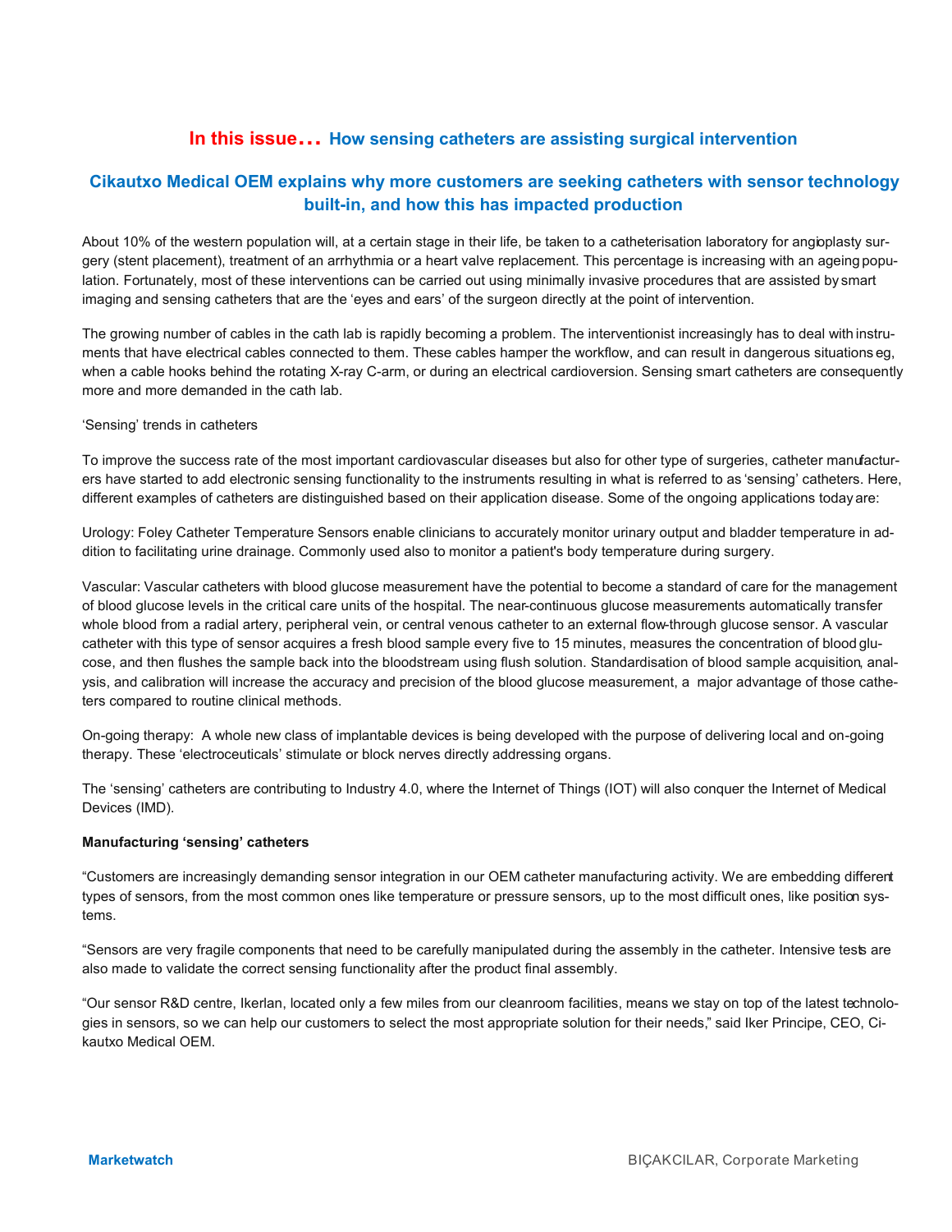## In this issue… How sensing catheters are assisting surgical intervention

### Cikautxo Medical OEM explains why more customers are seeking catheters with sensor technology built-in, and how this has impacted production

About 10% of the western population will, at a certain stage in their life, be taken to a catheterisation laboratory for angioplasty surgery (stent placement), treatment of an arrhythmia or a heart valve replacement. This percentage is increasing with an ageing population. Fortunately, most of these interventions can be carried out using minimally invasive procedures that are assisted by smart imaging and sensing catheters that are the 'eyes and ears' of the surgeon directly at the point of intervention.

The growing number of cables in the cath lab is rapidly becoming a problem. The interventionist increasingly has to deal with instruments that have electrical cables connected to them. These cables hamper the workflow, and can result in dangerous situations eg, when a cable hooks behind the rotating X-ray C-arm, or during an electrical cardioversion. Sensing smart catheters are consequently more and more demanded in the cath lab.

'Sensing' trends in catheters

To improve the success rate of the most important cardiovascular diseases but also for other type of surgeries, catheter manufacturers have started to add electronic sensing functionality to the instruments resulting in what is referred to as 'sensing' catheters. Here, different examples of catheters are distinguished based on their application disease. Some of the ongoing applications today are:

Urology: Foley Catheter Temperature Sensors enable clinicians to accurately monitor urinary output and bladder temperature in addition to facilitating urine drainage. Commonly used also to monitor a patient's body temperature during surgery.

Vascular: Vascular catheters with blood glucose measurement have the potential to become a standard of care for the management of blood glucose levels in the critical care units of the hospital. The near-continuous glucose measurements automatically transfer whole blood from a radial artery, peripheral vein, or central venous catheter to an external flow-through glucose sensor. A vascular catheter with this type of sensor acquires a fresh blood sample every five to 15 minutes, measures the concentration of blood glucose, and then flushes the sample back into the bloodstream using flush solution. Standardisation of blood sample acquisition, analysis, and calibration will increase the accuracy and precision of the blood glucose measurement, a major advantage of those catheters compared to routine clinical methods.

On-going therapy: A whole new class of implantable devices is being developed with the purpose of delivering local and on-going therapy. These 'electroceuticals' stimulate or block nerves directly addressing organs.

The 'sensing' catheters are contributing to Industry 4.0, where the Internet of Things (IOT) will also conquer the Internet of Medical Devices (IMD).

**Manufacturing 'sensing' catheters**

"Customers are increasingly demanding sensor integration in our OEM catheter manufacturing activity. We are embedding different types of sensors, from the most common ones like temperature or pressure sensors, up to the most difficult ones, like position systems.

"Sensors are very fragile components that need to be carefully manipulated during the assembly in the catheter. Intensive tests are also made to validate the correct sensing functionality after the product final assembly.

"Our sensor R&D centre, Ikerlan, located only a few miles from our cleanroom facilities, means we stay on top of the latest technologies in sensors, so we can help our customers to select the most appropriate solution for their needs," said Iker Principe, CEO, Cikautxo Medical OEM.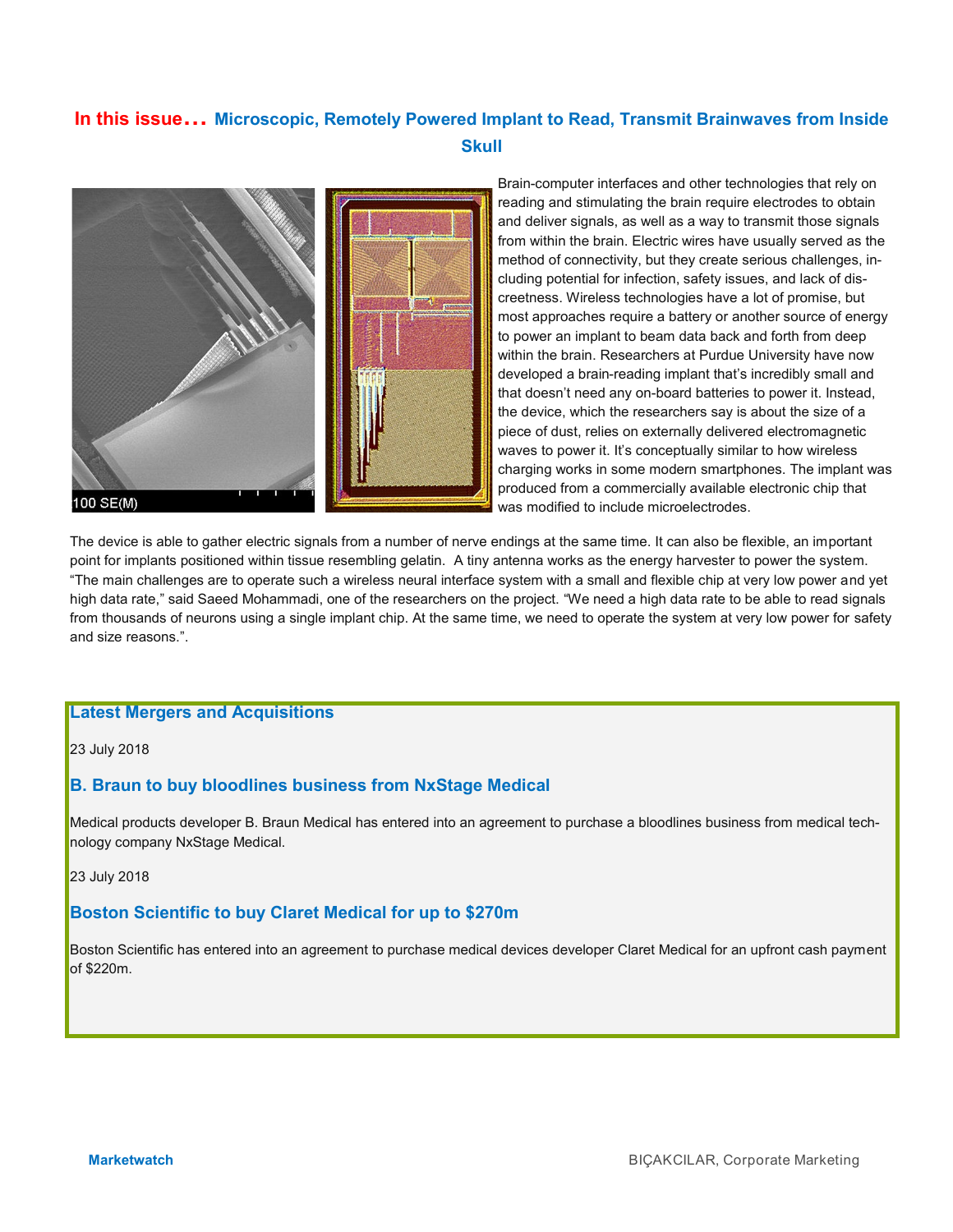## In this issue… Microscopic, Remotely Powered Implant to Read, Transmit Brainwaves from Inside Skull

Brain-computer interfaces and other technologies that rely on reading and stimulating the brain require electrodes to obtain and deliver signals, as well as a way to transmit those signals from within the brain. Electric wires have usually served as the method of connectivity, but they create serious challenges, including potential for infection, safety issues, and lack of discreetness. Wireless technologies have a lot of promise, but most approaches require a battery or another source of energy to power an implant to beam data back and forth from deep within the brain. Researchers at Purdue University have now developed a brain-reading implant that's incredibly small and that doesn't need any on-board batteries to power it. Instead, the device, which the researchers say is about the size of a piece of dust, relies on externally delivered electromagnetic waves to power it. It's conceptually similar to how wireless charging works in some modern smartphones. The implant was produced from a commercially available electronic chip that was modified to include microelectrodes.

The device is able to gather electric signals from a number of nerve endings at the same time. It can also be flexible, an important point for implants positioned within tissue resembling gelatin. A tiny antenna works as the energy harvester to power the system. "The main challenges are to operate such a wireless neural interface system with a small and flexible chip at very low power and yet high data rate," said Saeed Mohammadi, one of the researchers on the project. "We need a high data rate to be able to read signals from thousands of neurons using a single implant chip. At the same time, we need to operate the system at very low power for safety and size reasons.".

### Latest Mergers and Acquisitions

23 July 2018

#### B. Braun to buy bloodlines business from NxStage Medical

Medical products developer B. Braun Medical has entered into an agreement to purchase a bloodlines business from medical technology company NxStage Medical.

23 July 2018

#### Boston Scientific to buy Claret Medical for up to $270m

Boston Scientific has entered into an agreement to purchase medical devices developer Claret Medical for an upfront cash payment of $220m.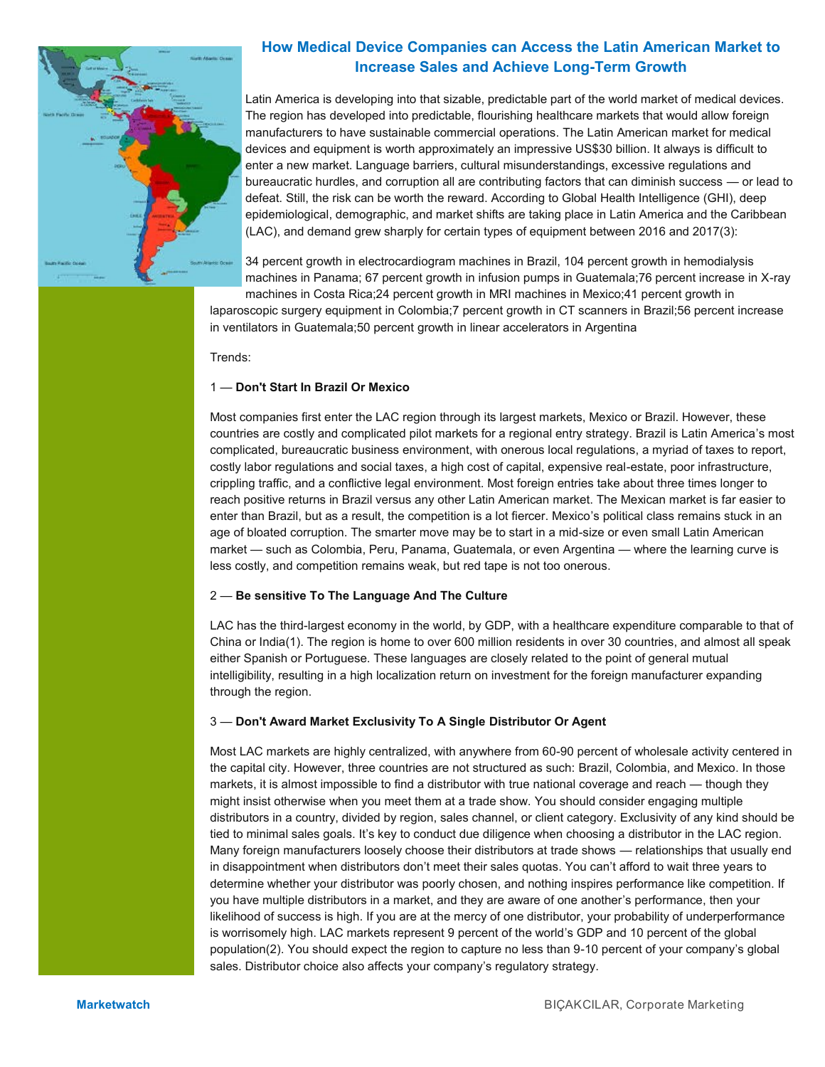## How Medical Device Companies can Access the Latin American Market to Increase Sales and Achieve Long-Term Growth

Latin America is developing into that sizable, predictable part of the world market of medical devices. The region has developed into predictable, flourishing healthcare markets that would allow foreign manufacturers to have sustainable commercial operations. The Latin American market for medical devices and equipment is worth approximately an impressive US$30 billion. It always is difficult to enter a new market. Language barriers, cultural misunderstandings, excessive regulations and bureaucratic hurdles, and corruption all are contributing factors that can diminish success — or lead to defeat. Still, the risk can be worth the reward. According to Global Health Intelligence (GHI), deep epidemiological, demographic, and market shifts are taking place in Latin America and the Caribbean (LAC), and demand grew sharply for certain types of equipment between 2016 and 2017(3):

34 percent growth in electrocardiogram machines in Brazil, 104 percent growth in hemodialysis machines in Panama; 67 percent growth in infusion pumps in Guatemala;76 percent increase in X-ray machines in Costa Rica;24 percent growth in MRI machines in Mexico;41 percent growth in laparoscopic surgery equipment in Colombia;7 percent growth in CT scanners in Brazil;56 percent increase in ventilators in Guatemala;50 percent growth in linear accelerators in Argentina

Trends:

1 — **Don't Start In Brazil Or Mexico**

Most companies first enter the LAC region through its largest markets, Mexico or Brazil. However, these countries are costly and complicated pilot markets for a regional entry strategy. Brazil is Latin America's most complicated, bureaucratic business environment, with onerous local regulations, a myriad of taxes to report, costly labor regulations and social taxes, a high cost of capital, expensive real-estate, poor infrastructure, crippling traffic, and a conflictive legal environment. Most foreign entries take about three times longer to reach positive returns in Brazil versus any other Latin American market. The Mexican market is far easier to enter than Brazil, but as a result, the competition is a lot fiercer. Mexico's political class remains stuck in an age of bloated corruption. The smarter move may be to start in a mid-size or even small Latin American market — such as Colombia, Peru, Panama, Guatemala, or even Argentina — where the learning curve is less costly, and competition remains weak, but red tape is not too onerous.

2 — **Be sensitive To The Language And The Culture**

LAC has the third-largest economy in the world, by GDP, with a healthcare expenditure comparable to that of China or India(1). The region is home to over 600 million residents in over 30 countries, and almost all speak either Spanish or Portuguese. These languages are closely related to the point of general mutual intelligibility, resulting in a high localization return on investment for the foreign manufacturer expanding through the region.

3 — **Don't Award Market Exclusivity To A Single Distributor Or Agent**

Most LAC markets are highly centralized, with anywhere from 60-90 percent of wholesale activity centered in the capital city. However, three countries are not structured as such: Brazil, Colombia, and Mexico. In those markets, it is almost impossible to find a distributor with true national coverage and reach — though they might insist otherwise when you meet them at a trade show. You should consider engaging multiple distributors in a country, divided by region, sales channel, or client category. Exclusivity of any kind should be tied to minimal sales goals. It's key to conduct due diligence when choosing a distributor in the LAC region. Many foreign manufacturers loosely choose their distributors at trade shows — relationships that usually end in disappointment when distributors don't meet their sales quotas. You can't afford to wait three years to determine whether your distributor was poorly chosen, and nothing inspires performance like competition. If you have multiple distributors in a market, and they are aware of one another's performance, then your likelihood of success is high. If you are at the mercy of one distributor, your probability of underperformance is worrisomely high. LAC markets represent 9 percent of the world's GDP and 10 percent of the global population(2). You should expect the region to capture no less than 9-10 percent of your company's global sales. Distributor choice also affects your company's regulatory strategy.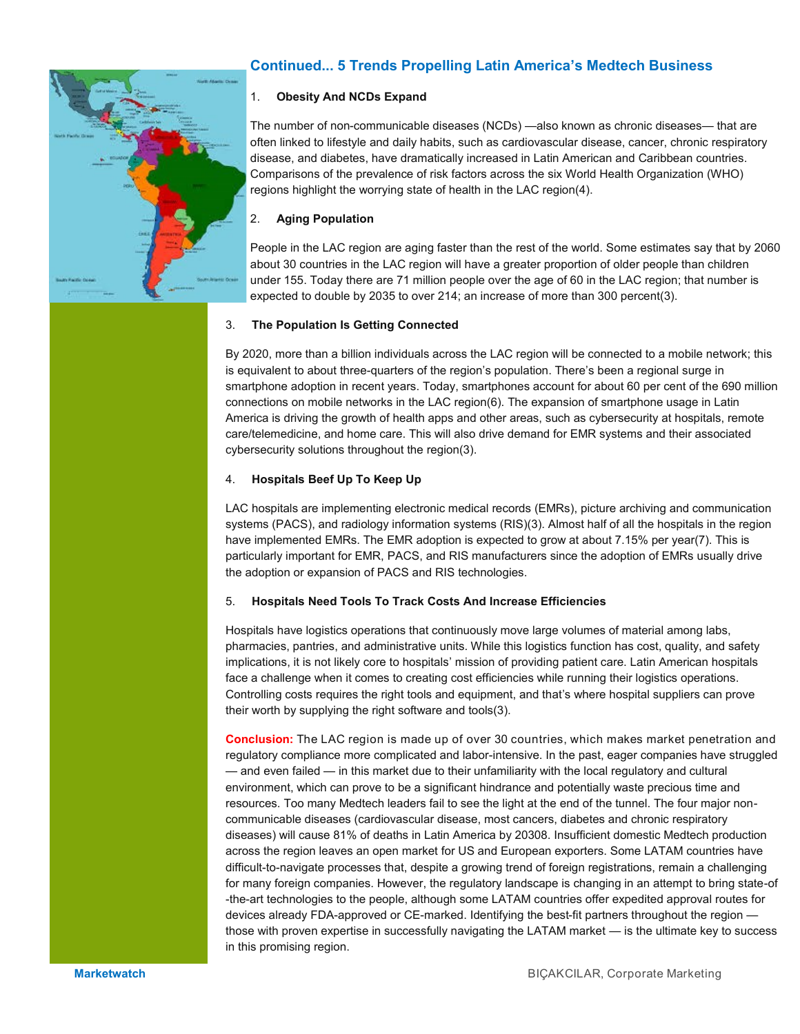## Continued... 5 Trends Propelling Latin America's Medtech Business

1. **Obesity And NCDs Expand**

The number of non-communicable diseases (NCDs) —also known as chronic diseases— that are often linked to lifestyle and daily habits, such as cardiovascular disease, cancer, chronic respiratory disease, and diabetes, have dramatically increased in Latin American and Caribbean countries. Comparisons of the prevalence of risk factors across the six World Health Organization (WHO) regions highlight the worrying state of health in the LAC region(4).

2. **Aging Population**

People in the LAC region are aging faster than the rest of the world. Some estimates say that by 2060 about 30 countries in the LAC region will have a greater proportion of older people than children under 155. Today there are 71 million people over the age of 60 in the LAC region; that number is expected to double by 2035 to over 214; an increase of more than 300 percent(3).

3. **The Population Is Getting Connected**

By 2020, more than a billion individuals across the LAC region will be connected to a mobile network; this is equivalent to about three-quarters of the region's population. There's been a regional surge in smartphone adoption in recent years. Today, smartphones account for about 60 per cent of the 690 million connections on mobile networks in the LAC region(6). The expansion of smartphone usage in Latin America is driving the growth of health apps and other areas, such as cybersecurity at hospitals, remote care/telemedicine, and home care. This will also drive demand for EMR systems and their associated cybersecurity solutions throughout the region(3).

4. **Hospitals Beef Up To Keep Up**

LAC hospitals are implementing electronic medical records (EMRs), picture archiving and communication systems (PACS), and radiology information systems (RIS)(3). Almost half of all the hospitals in the region have implemented EMRs. The EMR adoption is expected to grow at about 7.15% per year(7). This is particularly important for EMR, PACS, and RIS manufacturers since the adoption of EMRs usually drive the adoption or expansion of PACS and RIS technologies.

5. **Hospitals Need Tools To Track Costs And Increase Efficiencies**

Hospitals have logistics operations that continuously move large volumes of material among labs, pharmacies, pantries, and administrative units. While this logistics function has cost, quality, and safety implications, it is not likely core to hospitals' mission of providing patient care. Latin American hospitals face a challenge when it comes to creating cost efficiencies while running their logistics operations. Controlling costs requires the right tools and equipment, and that's where hospital suppliers can prove their worth by supplying the right software and tools(3).

**Conclusion:** The LAC region is made up of over 30 countries, which makes market penetration and regulatory compliance more complicated and labor-intensive. In the past, eager companies have struggled — and even failed — in this market due to their unfamiliarity with the local regulatory and cultural environment, which can prove to be a significant hindrance and potentially waste precious time and resources. Too many Medtech leaders fail to see the light at the end of the tunnel. The four major non-communicable diseases (cardiovascular disease, most cancers, diabetes and chronic respiratory diseases) will cause 81% of deaths in Latin America by 20308. Insufficient domestic Medtech production across the region leaves an open market for US and European exporters. Some LATAM countries have difficult-to-navigate processes that, despite a growing trend of foreign registrations, remain a challenging for many foreign companies. However, the regulatory landscape is changing in an attempt to bring state-of-the-art technologies to the people, although some LATAM countries offer expedited approval routes for devices already FDA-approved or CE-marked. Identifying the best-fit partners throughout the region — those with proven expertise in successfully navigating the LATAM market — is the ultimate key to success in this promising region.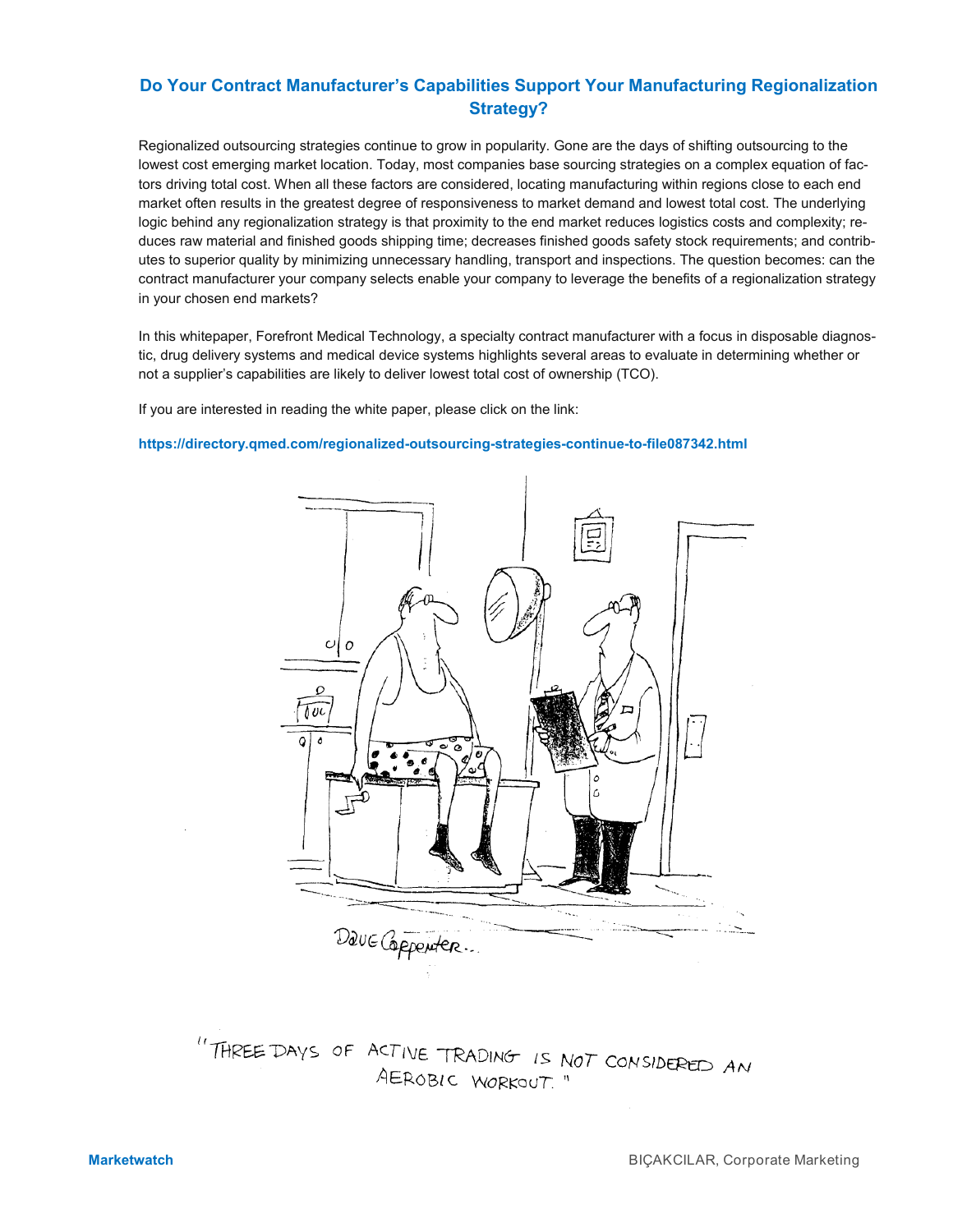## Do Your Contract Manufacturer's Capabilities Support Your Manufacturing Regionalization Strategy?

Regionalized outsourcing strategies continue to grow in popularity. Gone are the days of shifting outsourcing to the lowest cost emerging market location. Today, most companies base sourcing strategies on a complex equation of factors driving total cost. When all these factors are considered, locating manufacturing within regions close to each end market often results in the greatest degree of responsiveness to market demand and lowest total cost. The underlying logic behind any regionalization strategy is that proximity to the end market reduces logistics costs and complexity; reduces raw material and finished goods shipping time; decreases finished goods safety stock requirements; and contributes to superior quality by minimizing unnecessary handling, transport and inspections. The question becomes: can the contract manufacturer your company selects enable your company to leverage the benefits of a regionalization strategy in your chosen end markets?

In this whitepaper, Forefront Medical Technology, a specialty contract manufacturer with a focus in disposable diagnostic, drug delivery systems and medical device systems highlights several areas to evaluate in determining whether or not a supplier's capabilities are likely to deliver lowest total cost of ownership (TCO).

If you are interested in reading the white paper, please click on the link:

**https://directory.qmed.com/regionalized-outsourcing-strategies-continue-to-file087342.html**

Dave Carpenter

"THREE DAYS OF ACTIVE TRADING IS NOT CONSIDERED AN AEROBIC WORKOUT."